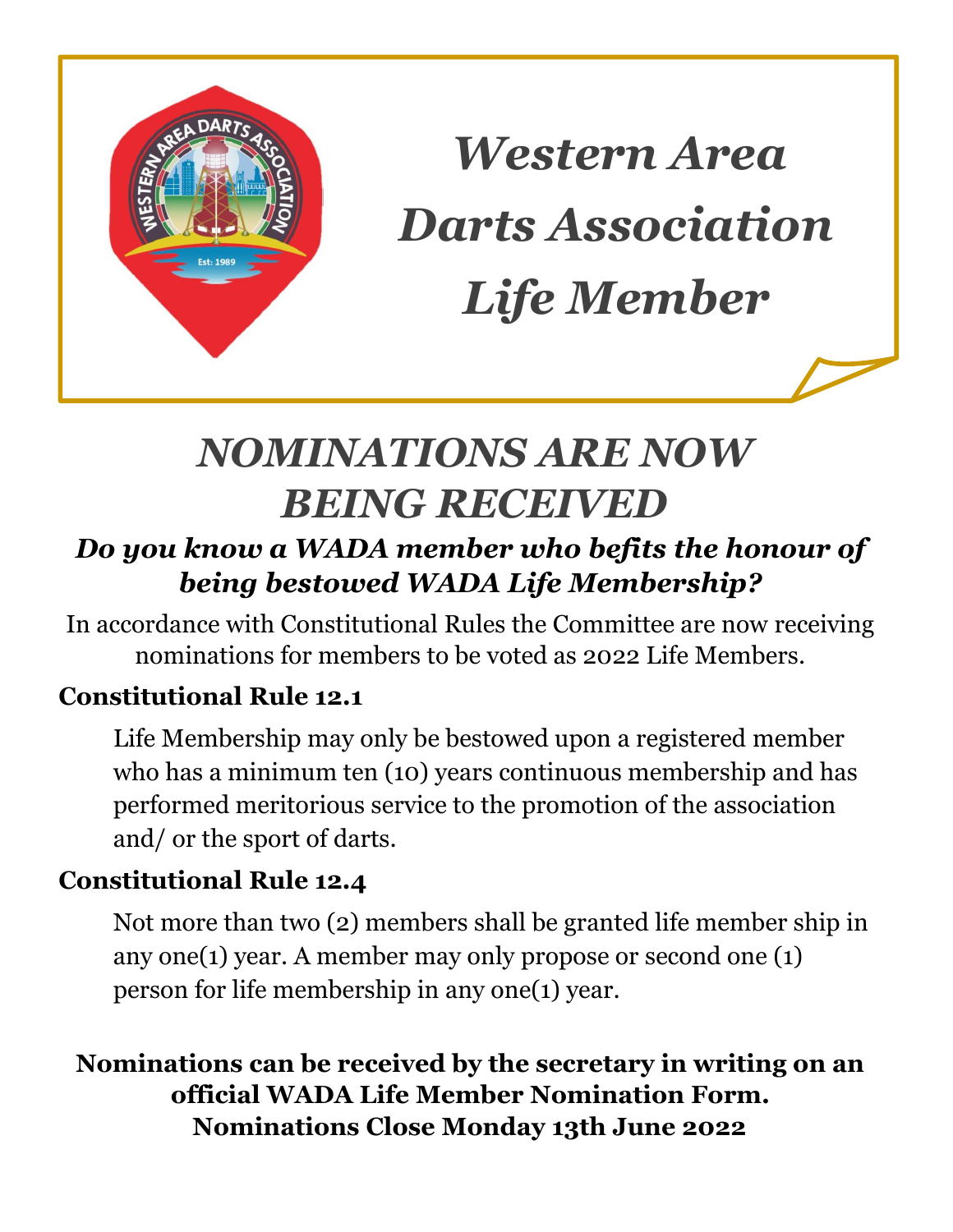# *Western Area Darts Association Life Member*

## *NOMINATIONS ARE NOW BEING RECEIVED*

### ***Do you know a WADA member who befits the honour of being bestowed WADA Life Membership?***

In accordance with Constitutional Rules the Committee are now receiving nominations for members to be voted as 2022 Life Members.

**Constitutional Rule 12.1**

Life Membership may only be bestowed upon a registered member who has a minimum ten (10) years continuous membership and has performed meritorious service to the promotion of the association and/ or the sport of darts.

**Constitutional Rule 12.4**

Not more than two (2) members shall be granted life member ship in any one(1) year. A member may only propose or second one (1) person for life membership in any one(1) year.

**Nominations can be received by the secretary in writing on an official WADA Life Member Nomination Form.**
**Nominations Close Monday 13th June 2022**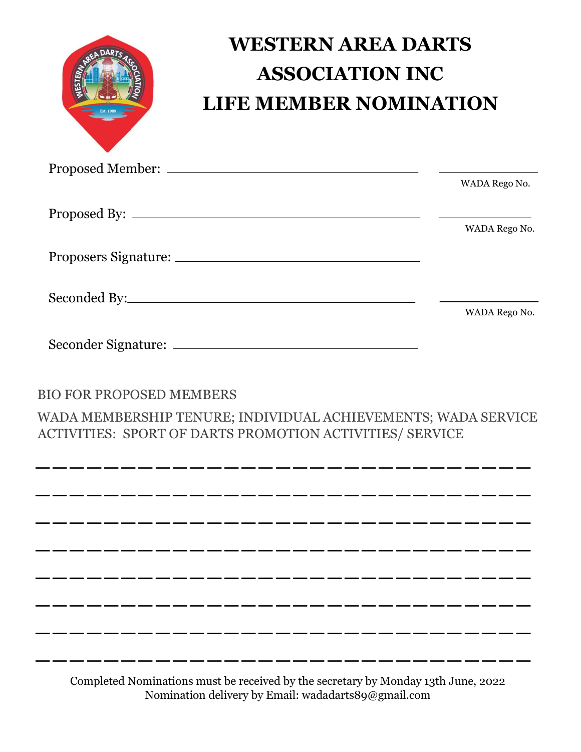# WESTERN AREA DARTS ASSOCIATION INC
# LIFE MEMBER NOMINATION

Proposed Member: ______________________________ ____________
WADA Rego No.

Proposed By: ______________________________ ____________
WADA Rego No.

Proposers Signature: ______________________________

Seconded By: ______________________________ ____________
WADA Rego No.

Seconder Signature: ______________________________

BIO FOR PROPOSED MEMBERS

WADA MEMBERSHIP TENURE; INDIVIDUAL ACHIEVEMENTS; WADA SERVICE ACTIVITIES: SPORT OF DARTS PROMOTION ACTIVITIES/ SERVICE

_ _ _ _ _ _ _ _ _ _ _ _ _ _ _ _ _ _ _ _ _ _ _ _ _ _ _ _ _

_ _ _ _ _ _ _ _ _ _ _ _ _ _ _ _ _ _ _ _ _ _ _ _ _ _ _ _ _

_ _ _ _ _ _ _ _ _ _ _ _ _ _ _ _ _ _ _ _ _ _ _ _ _ _ _ _ _

_ _ _ _ _ _ _ _ _ _ _ _ _ _ _ _ _ _ _ _ _ _ _ _ _ _ _ _ _

_ _ _ _ _ _ _ _ _ _ _ _ _ _ _ _ _ _ _ _ _ _ _ _ _ _ _ _ _

_ _ _ _ _ _ _ _ _ _ _ _ _ _ _ _ _ _ _ _ _ _ _ _ _ _ _ _ _

_ _ _ _ _ _ _ _ _ _ _ _ _ _ _ _ _ _ _ _ _ _ _ _ _ _ _ _ _

_ _ _ _ _ _ _ _ _ _ _ _ _ _ _ _ _ _ _ _ _ _ _ _ _ _ _ _ _

Completed Nominations must be received by the secretary by Monday 13th June, 2022
Nomination delivery by Email: wadadarts89@gmail.com